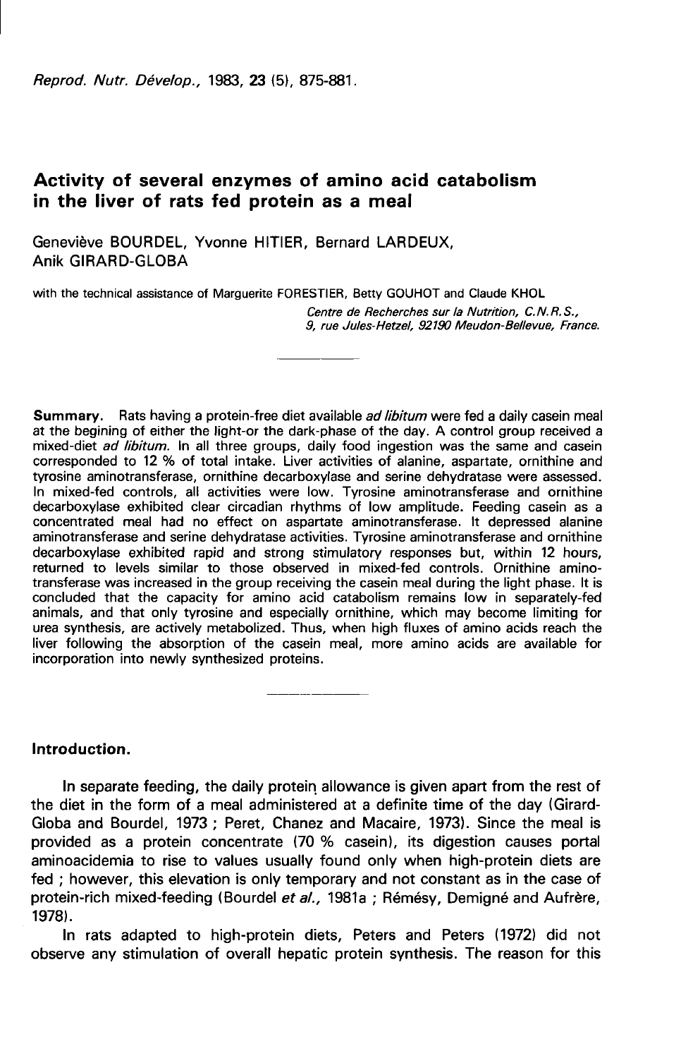# Activity of several enzymes of amino acid catabolism in the liver of rats fed protein as a meal

Geneviève BOURDEL, Yvonne HITIER, Bernard LARDEUX, Anik GIRARD-GLOBA

with the technical assistance of Marguerite FORESTIER, Betty GOUHOT and Claude KHOL

*Centre de Recherches sur la Nutrition, C.N.R.S., 9, rue Jules-Hetzel, 92190 Meudon-Bellevue, France.*

---

**Summary.** Rats having a protein-free diet available *ad libitum* were fed a daily casein meal at the begining of either the light-or the dark-phase of the day. A control group received a mixed-diet *ad libitum*. In all three groups, daily food ingestion was the same and casein corresponded to 12 % of total intake. Liver activities of alanine, aspartate, ornithine and tyrosine aminotransferase, ornithine decarboxylase and serine dehydratase were assessed. In mixed-fed controls, all activities were low. Tyrosine aminotransferase and ornithine decarboxylase exhibited clear circadian rhythms of low amplitude. Feeding casein as a concentrated meal had no effect on aspartate aminotransferase. It depressed alanine aminotransferase and serine dehydratase activities. Tyrosine aminotransferase and ornithine decarboxylase exhibited rapid and strong stimulatory responses but, within 12 hours, returned to levels similar to those observed in mixed-fed controls. Ornithine aminotransferase was increased in the group receiving the casein meal during the light phase. It is concluded that the capacity for amino acid catabolism remains low in separately-fed animals, and that only tyrosine and especially ornithine, which may become limiting for urea synthesis, are actively metabolized. Thus, when high fluxes of amino acids reach the liver following the absorption of the casein meal, more amino acids are available for incorporation into newly synthesized proteins.

---

## Introduction.

In separate feeding, the daily protein allowance is given apart from the rest of the diet in the form of a meal administered at a definite time of the day (Girard-Globa and Bourdel, 1973 ; Peret, Chanez and Macaire, 1973). Since the meal is provided as a protein concentrate (70 % casein), its digestion causes portal aminoacidemia to rise to values usually found only when high-protein diets are fed ; however, this elevation is only temporary and not constant as in the case of protein-rich mixed-feeding (Bourdel *et al.*, 1981a ; Rémésy, Demigné and Aufrère, 1978).

In rats adapted to high-protein diets, Peters and Peters (1972) did not observe any stimulation of overall hepatic protein synthesis. The reason for this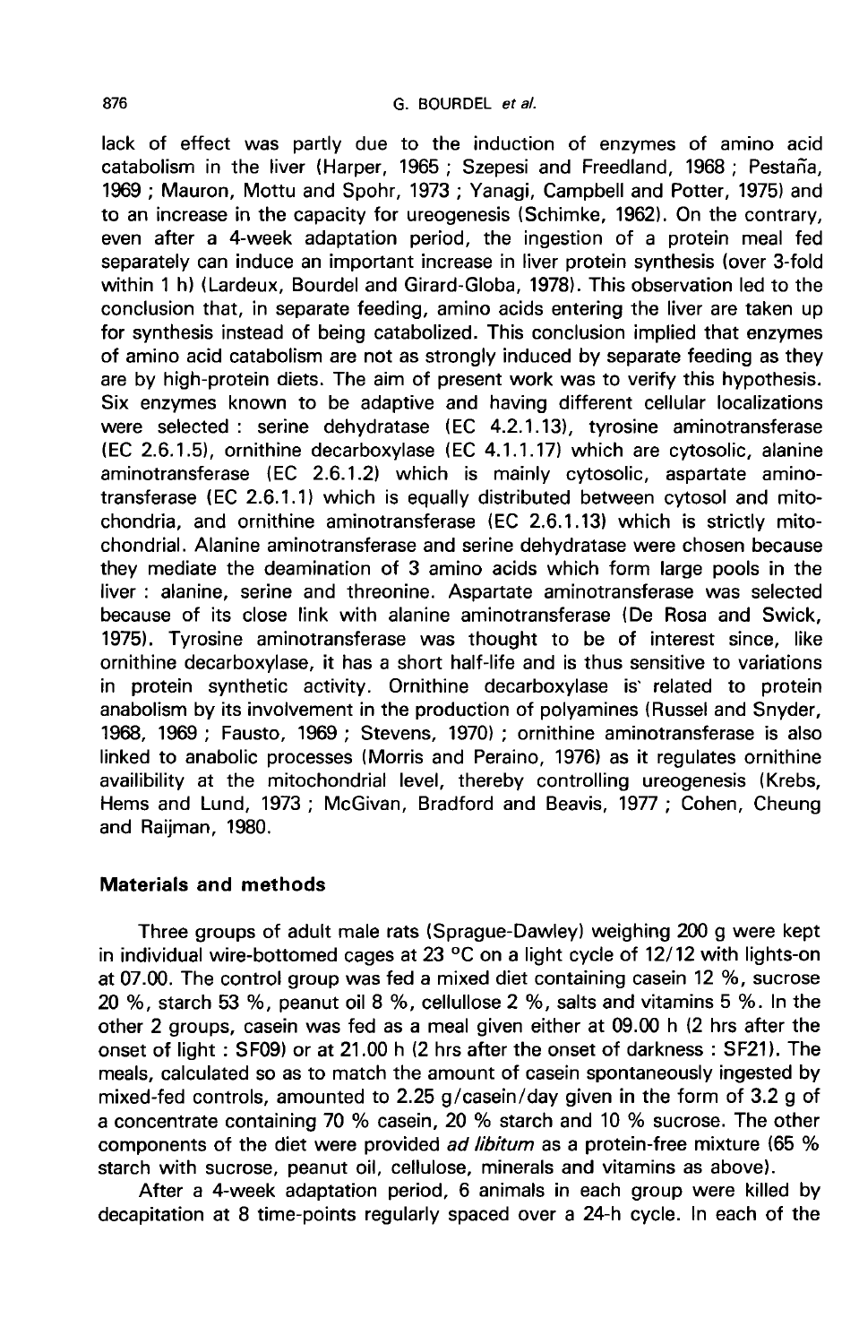lack of effect was partly due to the induction of enzymes of amino acid catabolism in the liver (Harper, 1965 ; Szepesi and Freedland, 1968 ; Pestaña, 1969 ; Mauron, Mottu and Spohr, 1973 ; Yanagi, Campbell and Potter, 1975) and to an increase in the capacity for ureogenesis (Schimke, 1962). On the contrary, even after a 4-week adaptation period, the ingestion of a protein meal fed separately can induce an important increase in liver protein synthesis (over 3-fold within 1 h) (Lardeux, Bourdel and Girard-Globa, 1978). This observation led to the conclusion that, in separate feeding, amino acids entering the liver are taken up for synthesis instead of being catabolized. This conclusion implied that enzymes of amino acid catabolism are not as strongly induced by separate feeding as they are by high-protein diets. The aim of present work was to verify this hypothesis. Six enzymes known to be adaptive and having different cellular localizations were selected : serine dehydratase (EC 4.2.1.13), tyrosine aminotransferase (EC 2.6.1.5), ornithine decarboxylase (EC 4.1.1.17) which are cytosolic, alanine aminotransferase (EC 2.6.1.2) which is mainly cytosolic, aspartate aminotransferase (EC 2.6.1.1) which is equally distributed between cytosol and mitochondria, and ornithine aminotransferase (EC 2.6.1.13) which is strictly mitochondrial. Alanine aminotransferase and serine dehydratase were chosen because they mediate the deamination of 3 amino acids which form large pools in the liver : alanine, serine and threonine. Aspartate aminotransferase was selected because of its close link with alanine aminotransferase (De Rosa and Swick, 1975). Tyrosine aminotransferase was thought to be of interest since, like ornithine decarboxylase, it has a short half-life and is thus sensitive to variations in protein synthetic activity. Ornithine decarboxylase is related to protein anabolism by its involvement in the production of polyamines (Russel and Snyder, 1968, 1969 ; Fausto, 1969 ; Stevens, 1970) ; ornithine aminotransferase is also linked to anabolic processes (Morris and Peraino, 1976) as it regulates ornithine availibility at the mitochondrial level, thereby controlling ureogenesis (Krebs, Hems and Lund, 1973 ; McGivan, Bradford and Beavis, 1977 ; Cohen, Cheung and Raijman, 1980.

## Materials and methods

Three groups of adult male rats (Sprague-Dawley) weighing 200 g were kept in individual wire-bottomed cages at 23 °C on a light cycle of 12/12 with lights-on at 07.00. The control group was fed a mixed diet containing casein 12 %, sucrose 20 %, starch 53 %, peanut oil 8 %, cellullose 2 %, salts and vitamins 5 %. In the other 2 groups, casein was fed as a meal given either at 09.00 h (2 hrs after the onset of light : SF09) or at 21.00 h (2 hrs after the onset of darkness : SF21). The meals, calculated so as to match the amount of casein spontaneously ingested by mixed-fed controls, amounted to 2.25 g/casein/day given in the form of 3.2 g of a concentrate containing 70 % casein, 20 % starch and 10 % sucrose. The other components of the diet were provided *ad libitum* as a protein-free mixture (65 % starch with sucrose, peanut oil, cellulose, minerals and vitamins as above).

After a 4-week adaptation period, 6 animals in each group were killed by decapitation at 8 time-points regularly spaced over a 24-h cycle. In each of the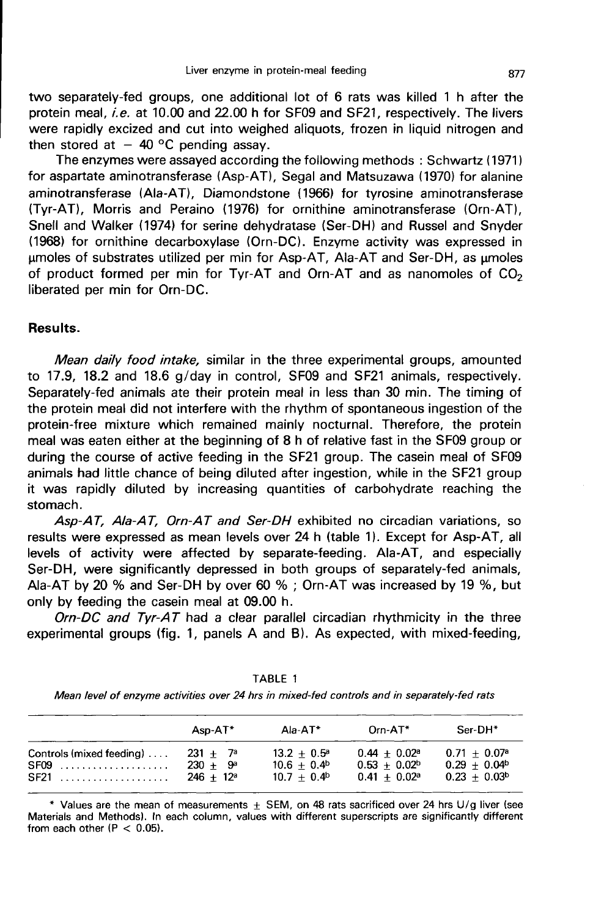two separately-fed groups, one additional lot of 6 rats was killed 1 h after the protein meal, *i.e.* at 10.00 and 22.00 h for SF09 and SF21, respectively. The livers were rapidly excized and cut into weighed aliquots, frozen in liquid nitrogen and then stored at − 40 °C pending assay.

The enzymes were assayed according the following methods : Schwartz (1971) for aspartate aminotransferase (Asp-AT), Segal and Matsuzawa (1970) for alanine aminotransferase (Ala-AT), Diamondstone (1966) for tyrosine aminotransferase (Tyr-AT), Morris and Peraino (1976) for ornithine aminotransferase (Orn-AT), Snell and Walker (1974) for serine dehydratase (Ser-DH) and Russel and Snyder (1968) for ornithine decarboxylase (Orn-DC). Enzyme activity was expressed in µmoles of substrates utilized per min for Asp-AT, Ala-AT and Ser-DH, as µmoles of product formed per min for Tyr-AT and Orn-AT and as nanomoles of $CO_2$ liberated per min for Orn-DC.

## Results.

*Mean daily food intake,* similar in the three experimental groups, amounted to 17.9, 18.2 and 18.6 g/day in control, SF09 and SF21 animals, respectively. Separately-fed animals ate their protein meal in less than 30 min. The timing of the protein meal did not interfere with the rhythm of spontaneous ingestion of the protein-free mixture which remained mainly nocturnal. Therefore, the protein meal was eaten either at the beginning of 8 h of relative fast in the SF09 group or during the course of active feeding in the SF21 group. The casein meal of SF09 animals had little chance of being diluted after ingestion, while in the SF21 group it was rapidly diluted by increasing quantities of carbohydrate reaching the stomach.

*Asp-AT, Ala-AT, Orn-AT and Ser-DH* exhibited no circadian variations, so results were expressed as mean levels over 24 h (table 1). Except for Asp-AT, all levels of activity were affected by separate-feeding. Ala-AT, and especially Ser-DH, were significantly depressed in both groups of separately-fed animals, Ala-AT by 20 % and Ser-DH by over 60 % ; Orn-AT was increased by 19 %, but only by feeding the casein meal at 09.00 h.

*Orn-DC and Tyr-AT* had a clear parallel circadian rhythmicity in the three experimental groups (fig. 1, panels A and B). As expected, with mixed-feeding,

TABLE 1

*Mean level of enzyme activities over 24 hrs in mixed-fed controls and in separately-fed rats*

| | Asp-AT* | Ala-AT* | Orn-AT* | Ser-DH* |
|---|---|---|---|---|
| Controls (mixed feeding) .... | 231 ± 7[a] | 13.2 ± 0.5[a] | 0.44 ± 0.02[a] | 0.71 ± 0.07[a] |
| SF09 .................... | 230 ± 9[a] | 10.6 ± 0.4[b] | 0.53 ± 0.02[b] | 0.29 ± 0.04[b] |
| SF21 .................... | 246 ± 12[a] | 10.7 ± 0.4[b] | 0.41 ± 0.02[a] | 0.23 ± 0.03[b] |

\* Values are the mean of measurements ± SEM, on 48 rats sacrificed over 24 hrs U/g liver (see Materials and Methods). In each column, values with different superscripts are significantly different from each other ($P < 0.05$).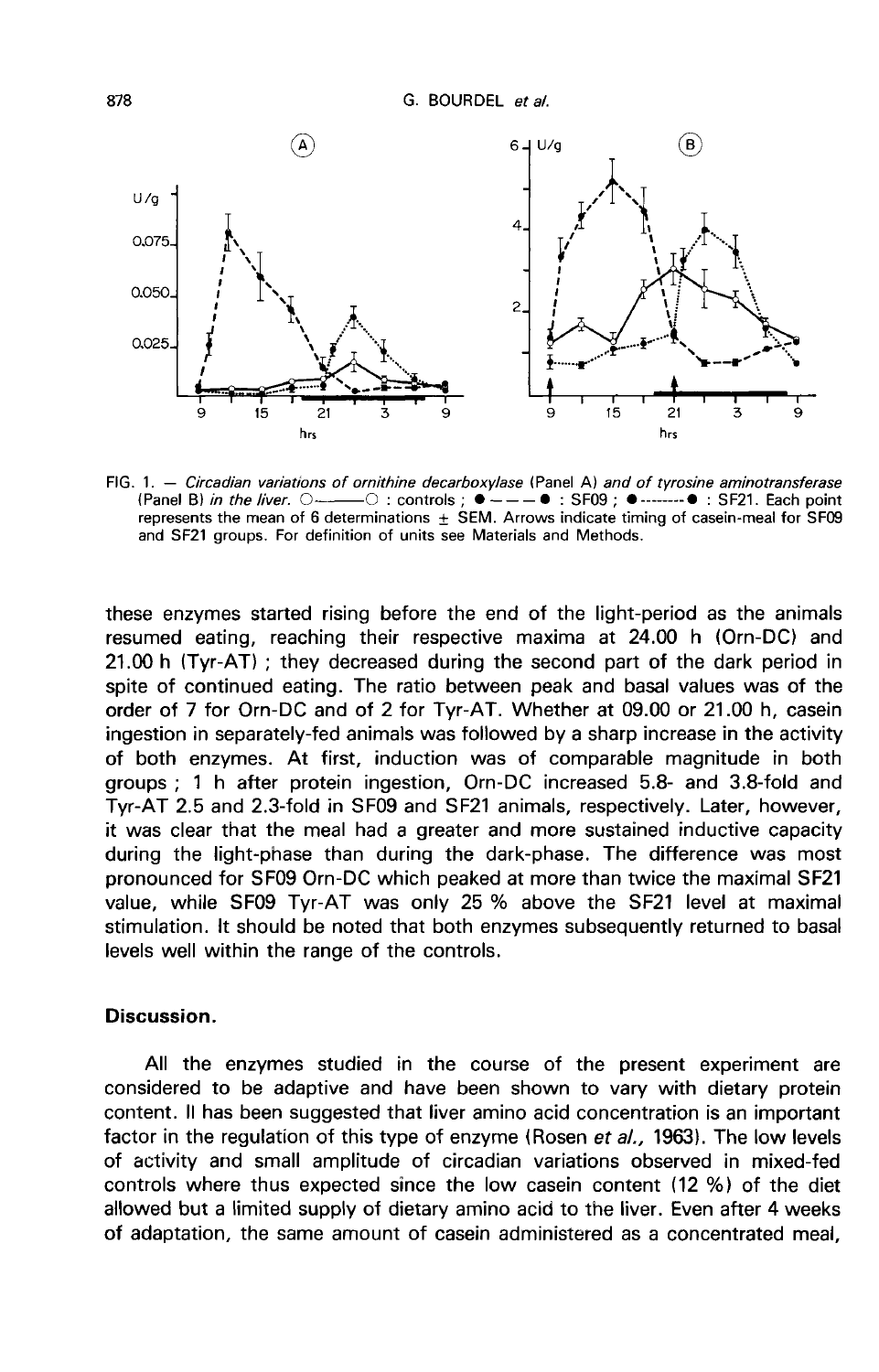FIG. 1. — *Circadian variations of ornithine decarboxylase* (Panel A) *and of tyrosine aminotransferase* (Panel B) *in the liver.* ○——○ : controls ; ●— — —● : SF09 ; ●·········● : SF21. Each point represents the mean of 6 determinations ± SEM. Arrows indicate timing of casein-meal for SF09 and SF21 groups. For definition of units see Materials and Methods.

these enzymes started rising before the end of the light-period as the animals resumed eating, reaching their respective maxima at 24.00 h (Orn-DC) and 21.00 h (Tyr-AT) ; they decreased during the second part of the dark period in spite of continued eating. The ratio between peak and basal values was of the order of 7 for Orn-DC and of 2 for Tyr-AT. Whether at 09.00 or 21.00 h, casein ingestion in separately-fed animals was followed by a sharp increase in the activity of both enzymes. At first, induction was of comparable magnitude in both groups ; 1 h after protein ingestion, Orn-DC increased 5.8- and 3.8-fold and Tyr-AT 2.5 and 2.3-fold in SF09 and SF21 animals, respectively. Later, however, it was clear that the meal had a greater and more sustained inductive capacity during the light-phase than during the dark-phase. The difference was most pronounced for SF09 Orn-DC which peaked at more than twice the maximal SF21 value, while SF09 Tyr-AT was only 25 % above the SF21 level at maximal stimulation. It should be noted that both enzymes subsequently returned to basal levels well within the range of the controls.

## Discussion.

All the enzymes studied in the course of the present experiment are considered to be adaptive and have been shown to vary with dietary protein content. Il has been suggested that liver amino acid concentration is an important factor in the regulation of this type of enzyme (Rosen *et al.*, 1963). The low levels of activity and small amplitude of circadian variations observed in mixed-fed controls where thus expected since the low casein content (12 %) of the diet allowed but a limited supply of dietary amino acid to the liver. Even after 4 weeks of adaptation, the same amount of casein administered as a concentrated meal,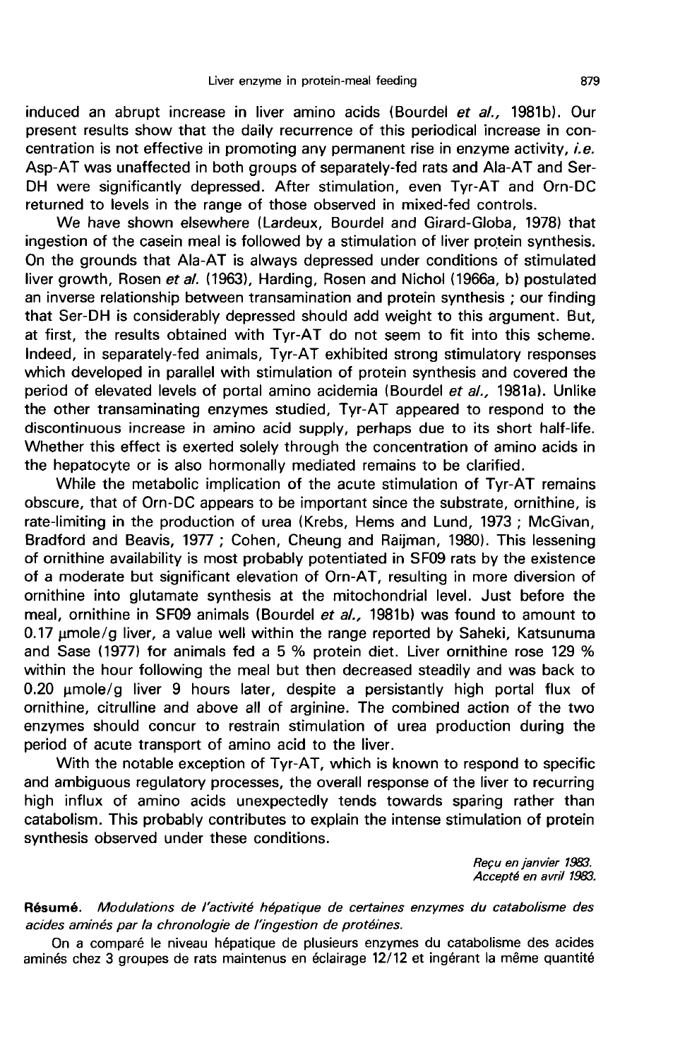induced an abrupt increase in liver amino acids (Bourdel *et al.,* 1981b). Our present results show that the daily recurrence of this periodical increase in concentration is not effective in promoting any permanent rise in enzyme activity, *i.e.* Asp-AT was unaffected in both groups of separately-fed rats and Ala-AT and Ser-DH were significantly depressed. After stimulation, even Tyr-AT and Orn-DC returned to levels in the range of those observed in mixed-fed controls.

We have shown elsewhere (Lardeux, Bourdel and Girard-Globa, 1978) that ingestion of the casein meal is followed by a stimulation of liver protein synthesis. On the grounds that Ala-AT is always depressed under conditions of stimulated liver growth, Rosen *et al.* (1963), Harding, Rosen and Nichol (1966a, b) postulated an inverse relationship between transamination and protein synthesis ; our finding that Ser-DH is considerably depressed should add weight to this argument. But, at first, the results obtained with Tyr-AT do not seem to fit into this scheme. Indeed, in separately-fed animals, Tyr-AT exhibited strong stimulatory responses which developed in parallel with stimulation of protein synthesis and covered the period of elevated levels of portal amino acidemia (Bourdel *et al.,* 1981a). Unlike the other transaminating enzymes studied, Tyr-AT appeared to respond to the discontinuous increase in amino acid supply, perhaps due to its short half-life. Whether this effect is exerted solely through the concentration of amino acids in the hepatocyte or is also hormonally mediated remains to be clarified.

While the metabolic implication of the acute stimulation of Tyr-AT remains obscure, that of Orn-DC appears to be important since the substrate, ornithine, is rate-limiting in the production of urea (Krebs, Hems and Lund, 1973 ; McGivan, Bradford and Beavis, 1977 ; Cohen, Cheung and Raijman, 1980). This lessening of ornithine availability is most probably potentiated in SF09 rats by the existence of a moderate but significant elevation of Orn-AT, resulting in more diversion of ornithine into glutamate synthesis at the mitochondrial level. Just before the meal, ornithine in SF09 animals (Bourdel *et al.,* 1981b) was found to amount to 0.17 μmole/g liver, a value well within the range reported by Saheki, Katsunuma and Sase (1977) for animals fed a 5 % protein diet. Liver ornithine rose 129 % within the hour following the meal but then decreased steadily and was back to 0.20 μmole/g liver 9 hours later, despite a persistantly high portal flux of ornithine, citrulline and above all of arginine. The combined action of the two enzymes should concur to restrain stimulation of urea production during the period of acute transport of amino acid to the liver.

With the notable exception of Tyr-AT, which is known to respond to specific and ambiguous regulatory processes, the overall response of the liver to recurring high influx of amino acids unexpectedly tends towards sparing rather than catabolism. This probably contributes to explain the intense stimulation of protein synthesis observed under these conditions.

*Reçu en janvier 1983.*
*Accepté en avril 1983.*

**Résumé.** *Modulations de l'activité hépatique de certaines enzymes du catabolisme des acides aminés par la chronologie de l'ingestion de protéines.*

On a comparé le niveau hépatique de plusieurs enzymes du catabolisme des acides aminés chez 3 groupes de rats maintenus en éclairage 12/12 et ingérant la même quantité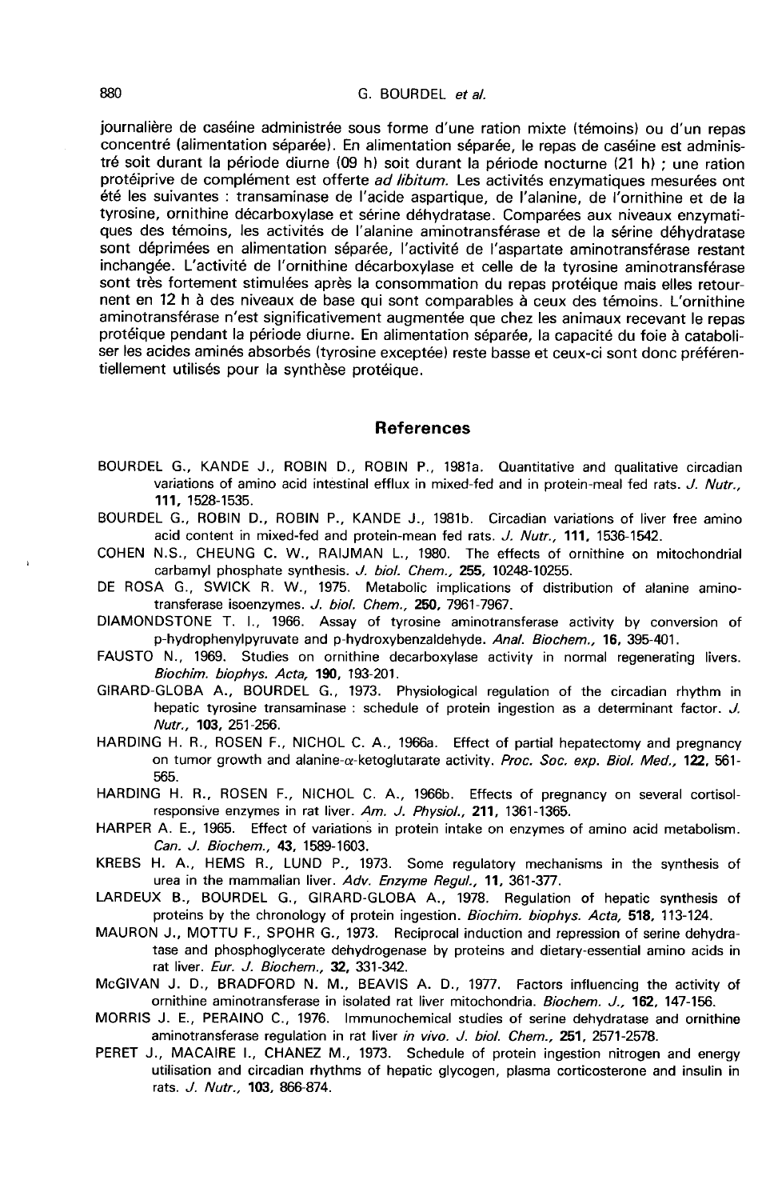journalière de caséine administrée sous forme d'une ration mixte (témoins) ou d'un repas concentré (alimentation séparée). En alimentation séparée, le repas de caséine est administré soit durant la période diurne (09 h) soit durant la période nocturne (21 h) ; une ration protéiprive de complément est offerte *ad libitum*. Les activités enzymatiques mesurées ont été les suivantes : transaminase de l'acide aspartique, de l'alanine, de l'ornithine et de la tyrosine, ornithine décarboxylase et sérine déhydratase. Comparées aux niveaux enzymatiques des témoins, les activités de l'alanine aminotransférase et de la sérine déhydratase sont déprimées en alimentation séparée, l'activité de l'aspartate aminotransférase restant inchangée. L'activité de l'ornithine décarboxylase et celle de la tyrosine aminotransférase sont très fortement stimulées après la consommation du repas protéique mais elles retournent en 12 h à des niveaux de base qui sont comparables à ceux des témoins. L'ornithine aminotransférase n'est significativement augmentée que chez les animaux recevant le repas protéique pendant la période diurne. En alimentation séparée, la capacité du foie à cataboliser les acides aminés absorbés (tyrosine exceptée) reste basse et ceux-ci sont donc préférentiellement utilisés pour la synthèse protéique.

## References

BOURDEL G., KANDE J., ROBIN D., ROBIN P., 1981a. Quantitative and qualitative circadian variations of amino acid intestinal efflux in mixed-fed and in protein-meal fed rats. *J. Nutr.*, **111**, 1528-1535.

BOURDEL G., ROBIN D., ROBIN P., KANDE J., 1981b. Circadian variations of liver free amino acid content in mixed-fed and protein-mean fed rats. *J. Nutr.*, **111**, 1536-1542.

COHEN N.S., CHEUNG C. W., RAIJMAN L., 1980. The effects of ornithine on mitochondrial carbamyl phosphate synthesis. *J. biol. Chem.*, **255**, 10248-10255.

DE ROSA G., SWICK R. W., 1975. Metabolic implications of distribution of alanine aminotransferase isoenzymes. *J. biol. Chem.*, **250**, 7961-7967.

DIAMONDSTONE T. I., 1966. Assay of tyrosine aminotransferase activity by conversion of p-hydrophenylpyruvate and p-hydroxybenzaldehyde. *Anal. Biochem.*, **16**, 395-401.

FAUSTO N., 1969. Studies on ornithine decarboxylase activity in normal regenerating livers. *Biochim. biophys. Acta*, **190**, 193-201.

GIRARD-GLOBA A., BOURDEL G., 1973. Physiological regulation of the circadian rhythm in hepatic tyrosine transaminase : schedule of protein ingestion as a determinant factor. *J. Nutr.*, **103**, 251-256.

HARDING H. R., ROSEN F., NICHOL C. A., 1966a. Effect of partial hepatectomy and pregnancy on tumor growth and alanine-$\alpha$-ketoglutarate activity. *Proc. Soc. exp. Biol. Med.*, **122**, 561-565.

HARDING H. R., ROSEN F., NICHOL C. A., 1966b. Effects of pregnancy on several cortisol-responsive enzymes in rat liver. *Am. J. Physiol.*, **211**, 1361-1365.

HARPER A. E., 1965. Effect of variations in protein intake on enzymes of amino acid metabolism. *Can. J. Biochem.*, **43**, 1589-1603.

KREBS H. A., HEMS R., LUND P., 1973. Some regulatory mechanisms in the synthesis of urea in the mammalian liver. *Adv. Enzyme Regul.*, **11**, 361-377.

LARDEUX B., BOURDEL G., GIRARD-GLOBA A., 1978. Regulation of hepatic synthesis of proteins by the chronology of protein ingestion. *Biochim. biophys. Acta*, **518**, 113-124.

MAURON J., MOTTU F., SPOHR G., 1973. Reciprocal induction and repression of serine dehydratase and phosphoglycerate dehydrogenase by proteins and dietary-essential amino acids in rat liver. *Eur. J. Biochem.*, **32**, 331-342.

McGIVAN J. D., BRADFORD N. M., BEAVIS A. D., 1977. Factors influencing the activity of ornithine aminotransferase in isolated rat liver mitochondria. *Biochem. J.*, **162**, 147-156.

MORRIS J. E., PERAINO C., 1976. Immunochemical studies of serine dehydratase and ornithine aminotransferase regulation in rat liver *in vivo*. *J. biol. Chem.*, **251**, 2571-2578.

PERET J., MACAIRE I., CHANEZ M., 1973. Schedule of protein ingestion nitrogen and energy utilisation and circadian rhythms of hepatic glycogen, plasma corticosterone and insulin in rats. *J. Nutr.*, **103**, 866-874.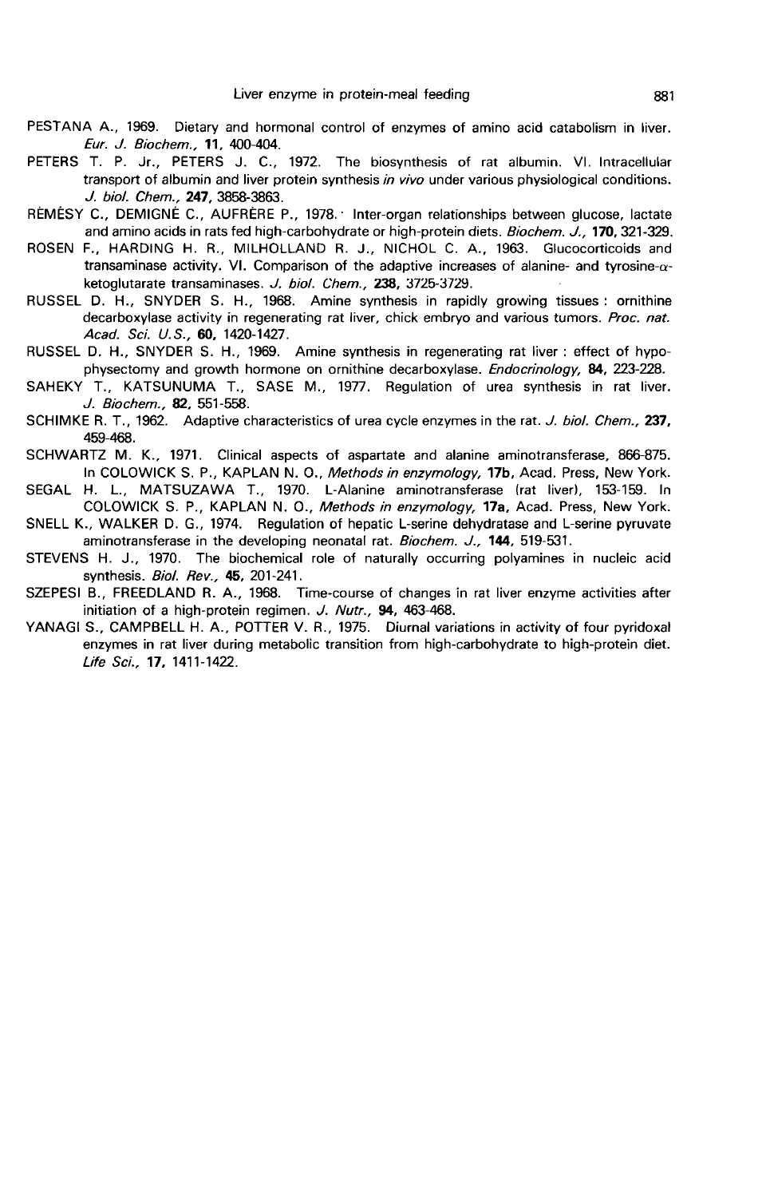PESTANA A., 1969. Dietary and hormonal control of enzymes of amino acid catabolism in liver. *Eur. J. Biochem.*, **11**, 400-404.

PETERS T. P. Jr., PETERS J. C., 1972. The biosynthesis of rat albumin. VI. Intracellular transport of albumin and liver protein synthesis *in vivo* under various physiological conditions. *J. biol. Chem.*, **247**, 3858-3863.

RÉMÉSY C., DEMIGNÉ C., AUFRÈRE P., 1978. Inter-organ relationships between glucose, lactate and amino acids in rats fed high-carbohydrate or high-protein diets. *Biochem. J.*, **170**, 321-329.

ROSEN F., HARDING H. R., MILHOLLAND R. J., NICHOL C. A., 1963. Glucocorticoids and transaminase activity. VI. Comparison of the adaptive increases of alanine- and tyrosine-$\alpha$-ketoglutarate transaminases. *J. biol. Chem.*, **238**, 3725-3729.

RUSSEL D. H., SNYDER S. H., 1968. Amine synthesis in rapidly growing tissues : ornithine decarboxylase activity in regenerating rat liver, chick embryo and various tumors. *Proc. nat. Acad. Sci. U.S.*, **60**, 1420-1427.

RUSSEL D. H., SNYDER S. H., 1969. Amine synthesis in regenerating rat liver : effect of hypophysectomy and growth hormone on ornithine decarboxylase. *Endocrinology*, **84**, 223-228.

SAHEKY T., KATSUNUMA T., SASE M., 1977. Regulation of urea synthesis in rat liver. *J. Biochem.*, **82**, 551-558.

SCHIMKE R. T., 1962. Adaptive characteristics of urea cycle enzymes in the rat. *J. biol. Chem.*, **237**, 459-468.

SCHWARTZ M. K., 1971. Clinical aspects of aspartate and alanine aminotransferase, 866-875. In COLOWICK S. P., KAPLAN N. O., *Methods in enzymology*, **17b**, Acad. Press, New York.

SEGAL H. L., MATSUZAWA T., 1970. L-Alanine aminotransferase (rat liver), 153-159. In COLOWICK S. P., KAPLAN N. O., *Methods in enzymology*, **17a**, Acad. Press, New York.

SNELL K., WALKER D. G., 1974. Regulation of hepatic L-serine dehydratase and L-serine pyruvate aminotransferase in the developing neonatal rat. *Biochem. J.*, **144**, 519-531.

STEVENS H. J., 1970. The biochemical role of naturally occurring polyamines in nucleic acid synthesis. *Biol. Rev.*, **45**, 201-241.

SZEPESI B., FREEDLAND R. A., 1968. Time-course of changes in rat liver enzyme activities after initiation of a high-protein regimen. *J. Nutr.*, **94**, 463-468.

YANAGI S., CAMPBELL H. A., POTTER V. R., 1975. Diurnal variations in activity of four pyridoxal enzymes in rat liver during metabolic transition from high-carbohydrate to high-protein diet. *Life Sci.*, **17**, 1411-1422.